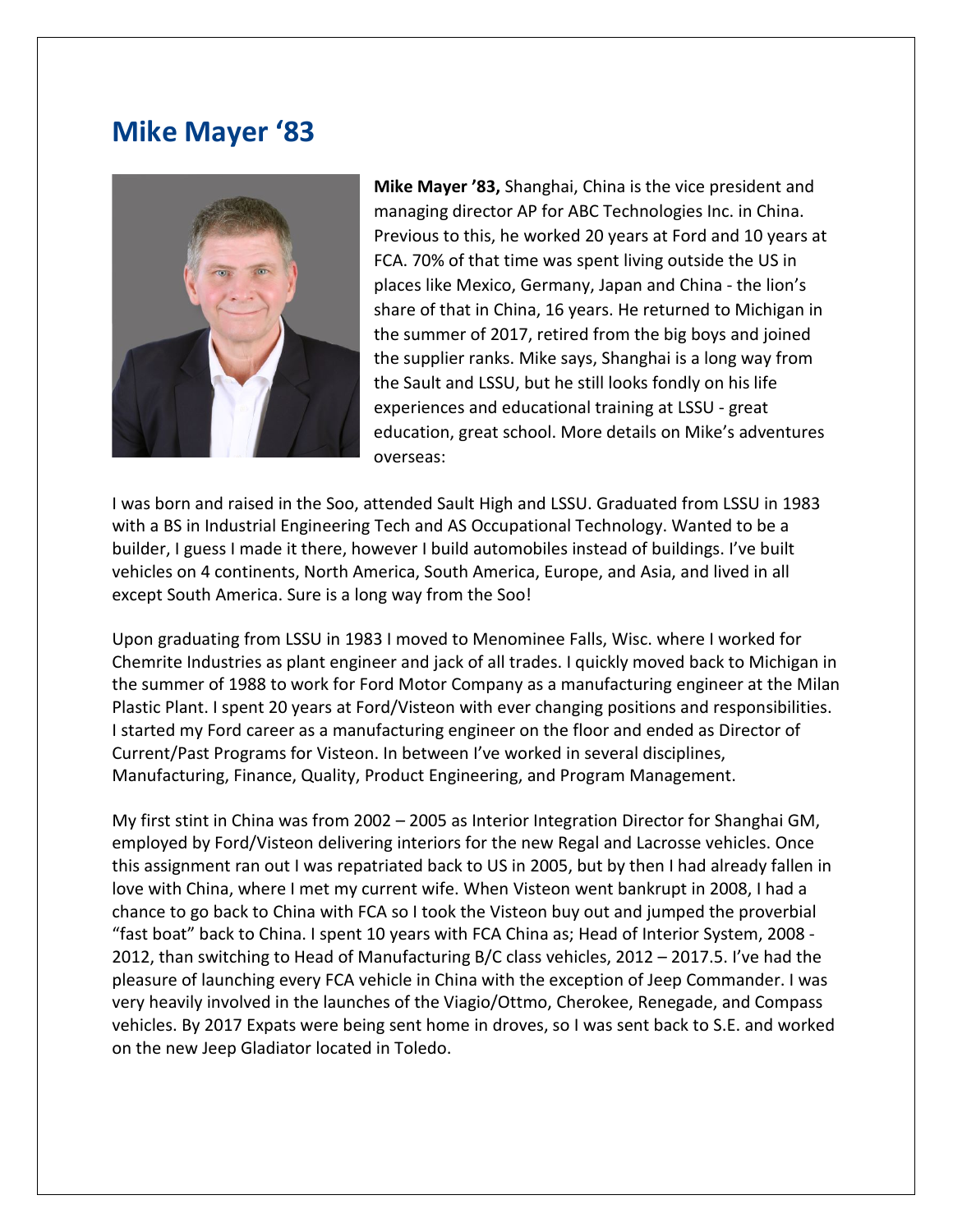# Mike Mayer '83

**Mike Mayer '83,** Shanghai, China is the vice president and managing director AP for ABC Technologies Inc. in China. Previous to this, he worked 20 years at Ford and 10 years at FCA. 70% of that time was spent living outside the US in places like Mexico, Germany, Japan and China - the lion's share of that in China, 16 years. He returned to Michigan in the summer of 2017, retired from the big boys and joined the supplier ranks. Mike says, Shanghai is a long way from the Sault and LSSU, but he still looks fondly on his life experiences and educational training at LSSU - great education, great school. More details on Mike's adventures overseas:

I was born and raised in the Soo, attended Sault High and LSSU. Graduated from LSSU in 1983 with a BS in Industrial Engineering Tech and AS Occupational Technology. Wanted to be a builder, I guess I made it there, however I build automobiles instead of buildings. I've built vehicles on 4 continents, North America, South America, Europe, and Asia, and lived in all except South America. Sure is a long way from the Soo!

Upon graduating from LSSU in 1983 I moved to Menominee Falls, Wisc. where I worked for Chemrite Industries as plant engineer and jack of all trades. I quickly moved back to Michigan in the summer of 1988 to work for Ford Motor Company as a manufacturing engineer at the Milan Plastic Plant. I spent 20 years at Ford/Visteon with ever changing positions and responsibilities. I started my Ford career as a manufacturing engineer on the floor and ended as Director of Current/Past Programs for Visteon. In between I've worked in several disciplines, Manufacturing, Finance, Quality, Product Engineering, and Program Management.

My first stint in China was from 2002 – 2005 as Interior Integration Director for Shanghai GM, employed by Ford/Visteon delivering interiors for the new Regal and Lacrosse vehicles. Once this assignment ran out I was repatriated back to US in 2005, but by then I had already fallen in love with China, where I met my current wife. When Visteon went bankrupt in 2008, I had a chance to go back to China with FCA so I took the Visteon buy out and jumped the proverbial "fast boat" back to China. I spent 10 years with FCA China as; Head of Interior System, 2008 - 2012, than switching to Head of Manufacturing B/C class vehicles, 2012 – 2017.5. I've had the pleasure of launching every FCA vehicle in China with the exception of Jeep Commander. I was very heavily involved in the launches of the Viagio/Ottmo, Cherokee, Renegade, and Compass vehicles. By 2017 Expats were being sent home in droves, so I was sent back to S.E. and worked on the new Jeep Gladiator located in Toledo.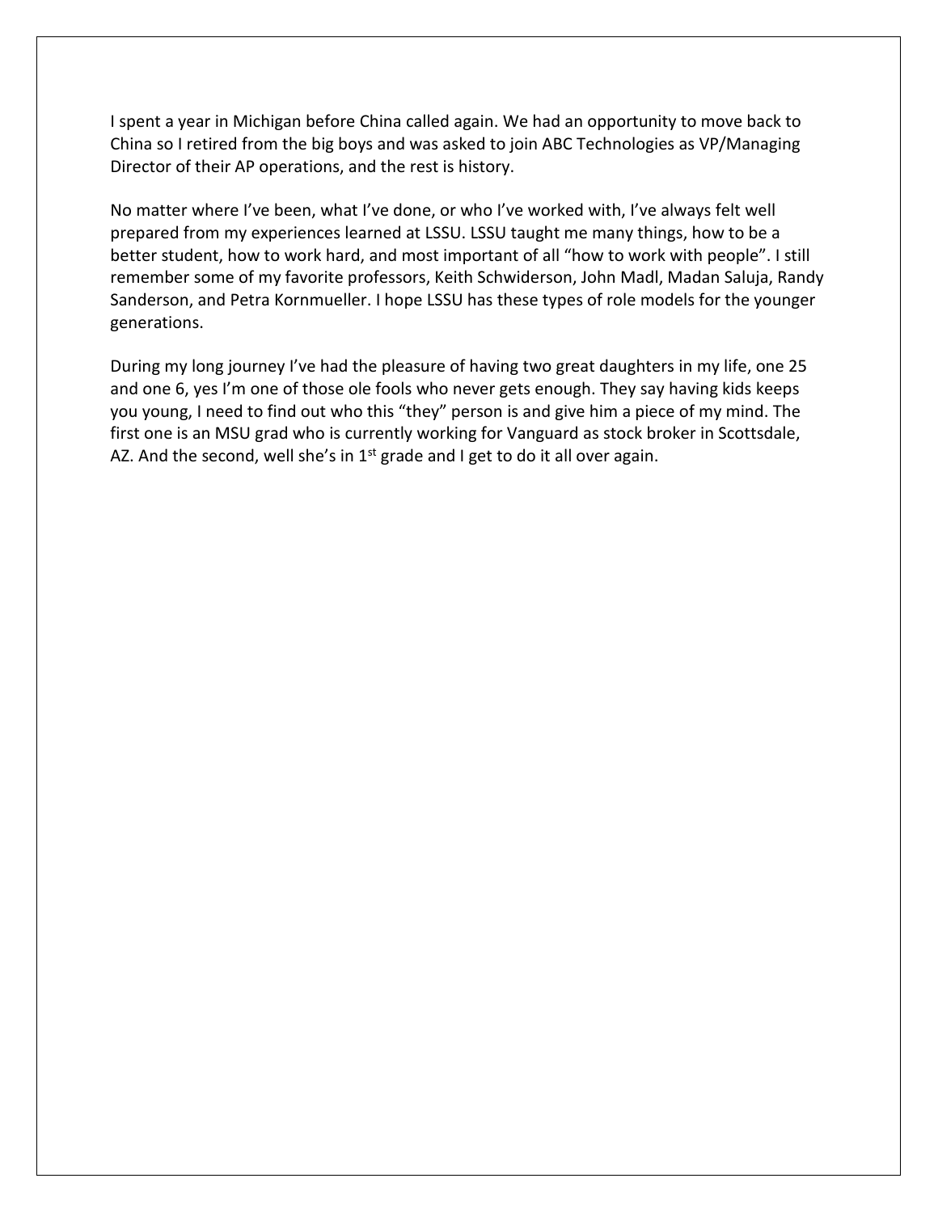I spent a year in Michigan before China called again. We had an opportunity to move back to China so I retired from the big boys and was asked to join ABC Technologies as VP/Managing Director of their AP operations, and the rest is history.

No matter where I've been, what I've done, or who I've worked with, I've always felt well prepared from my experiences learned at LSSU. LSSU taught me many things, how to be a better student, how to work hard, and most important of all "how to work with people". I still remember some of my favorite professors, Keith Schwiderson, John Madl, Madan Saluja, Randy Sanderson, and Petra Kornmueller. I hope LSSU has these types of role models for the younger generations.

During my long journey I've had the pleasure of having two great daughters in my life, one 25 and one 6, yes I'm one of those ole fools who never gets enough. They say having kids keeps you young, I need to find out who this "they" person is and give him a piece of my mind. The first one is an MSU grad who is currently working for Vanguard as stock broker in Scottsdale, AZ. And the second, well she's in 1st grade and I get to do it all over again.